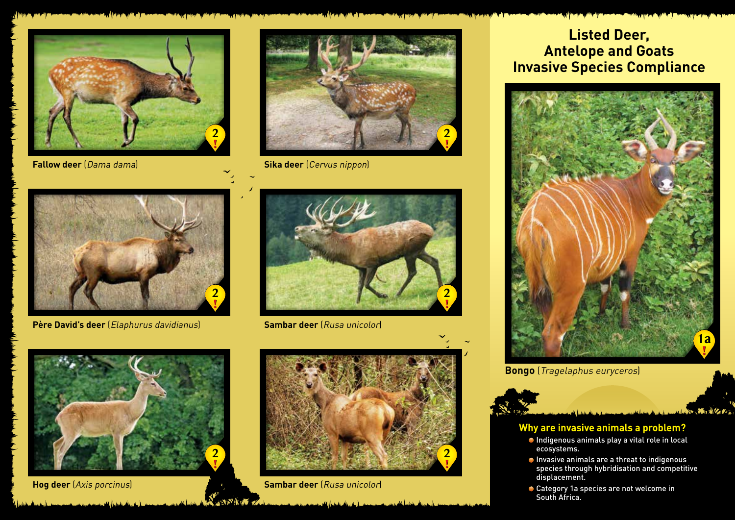# Listed Deer, Antelope and Goats Invasive Species Compliance

**Fallow deer** (*Dama dama*)

**Sika deer** (*Cervus nippon*)

**Père David's deer** (*Elaphurus davidianus*)

**Sambar deer** (*Rusa unicolor*)

**Hog deer** (*Axis porcinus*)

**Sambar deer** (*Rusa unicolor*)

**Bongo** (*Tragelaphus eurycerus*)

## Why are invasive animals a problem?

- Indigenous animals play a vital role in local ecosystems.
- Invasive animals are a threat to indigenous species through hybridisation and competitive displacement.
- Category 1a species are not welcome in South Africa.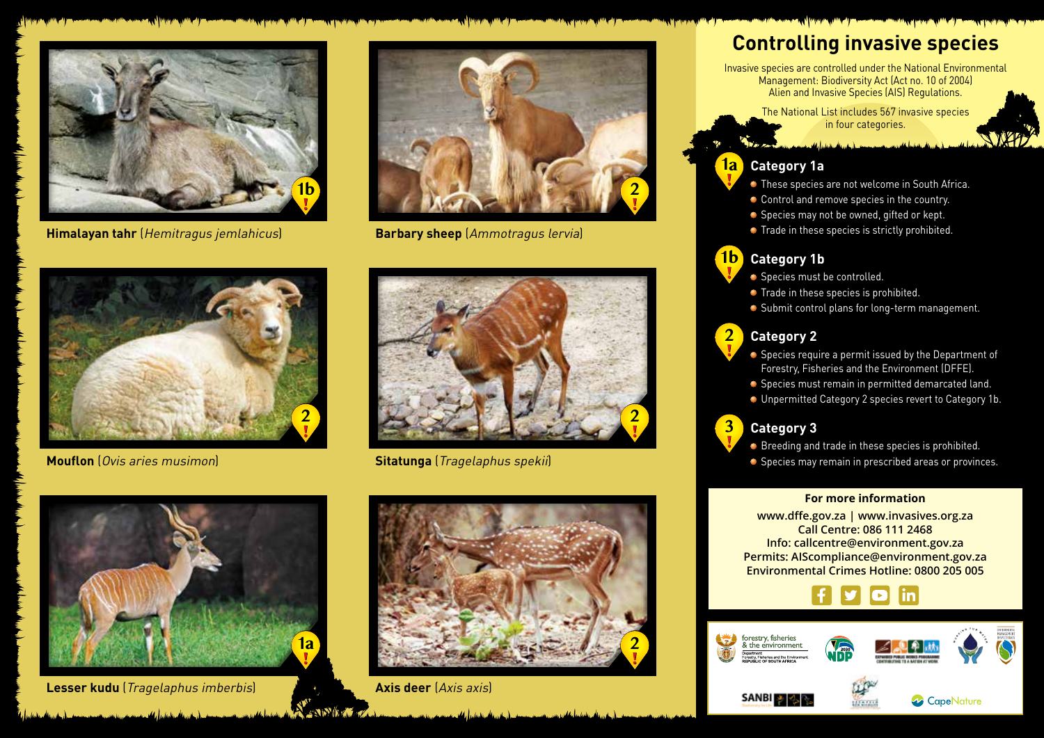**Himalayan tahr** (*Hemitragus jemlahicus*)

1b

**Barbary sheep** (*Ammotragus lervia*)

2

**Mouflon** (*Ovis aries musimon*)

2

**Sitatunga** (*Tragelaphus spekii*)

2

**Lesser kudu** (*Tragelaphus imberbis*)

1a

**Axis deer** (*Axis axis*)

2

# Controlling invasive species

Invasive species are controlled under the National Environmental Management: Biodiversity Act (Act no. 10 of 2004) Alien and Invasive Species (AIS) Regulations.

The National List includes 567 invasive species in four categories.

## Category 1a

- These species are not welcome in South Africa.
- Control and remove species in the country.
- Species may not be owned, gifted or kept.
- Trade in these species is strictly prohibited.

## Category 1b

- Species must be controlled.
- Trade in these species is prohibited.
- Submit control plans for long-term management.

## Category 2

- Species require a permit issued by the Department of Forestry, Fisheries and the Environment (DFFE).
- Species must remain in permitted demarcated land.
- Unpermitted Category 2 species revert to Category 1b.

## Category 3

- Breeding and trade in these species is prohibited.
- Species may remain in prescribed areas or provinces.

**For more information**

**www.dffe.gov.za | www.invasives.org.za**
**Call Centre: 086 111 2468**
**Info: callcentre@environment.gov.za**
**Permits: AIScompliance@environment.gov.za**
**Environmental Crimes Hotline: 0800 205 005**